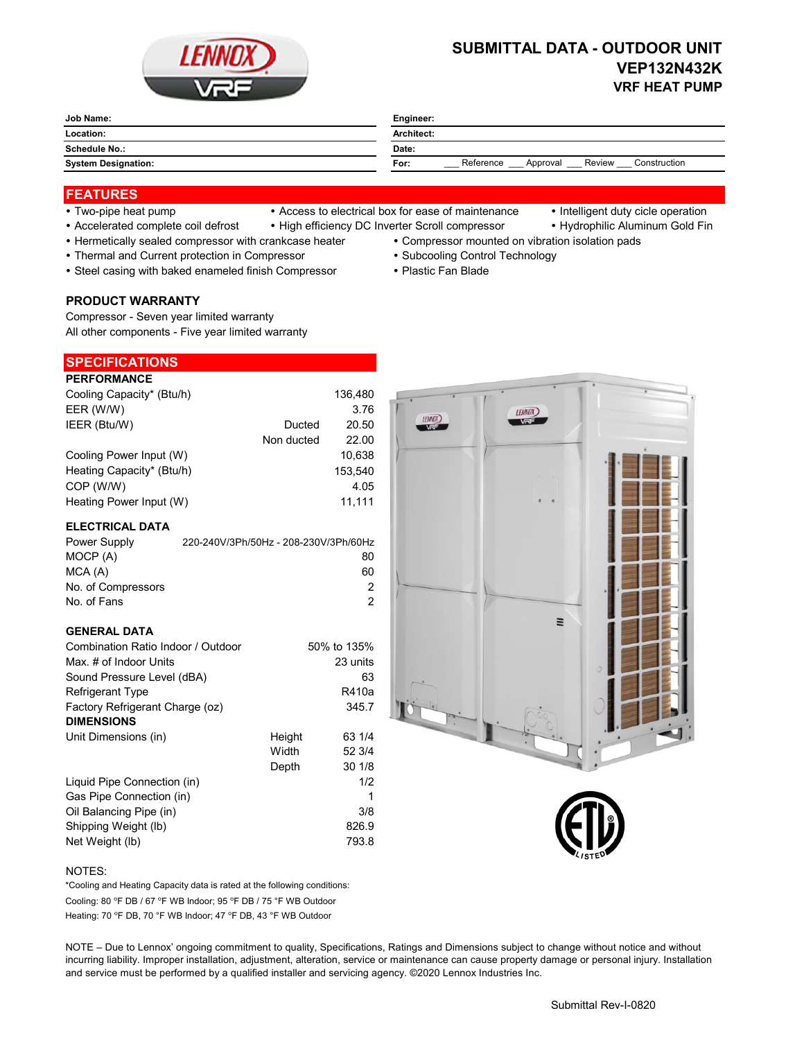# SUBMITTAL DATA - OUTDOOR UNIT
## VEP132N432K
### VRF HEAT PUMP

| Job Name: | Engineer: |
|---|---|
| Location: | Architect: |
| Schedule No.: | Date: |
| System Designation: | For: ___ Reference ___ Approval ___ Review ___ Construction |

## FEATURES

- Two-pipe heat pump
- Access to electrical box for ease of maintenance
- Intelligent duty cicle operation
- Accelerated complete coil defrost
- High efficiency DC Inverter Scroll compressor
- Hydrophilic Aluminum Gold Fin
- Hermetically sealed compressor with crankcase heater
- Compressor mounted on vibration isolation pads
- Thermal and Current protection in Compressor
- Subcooling Control Technology
- Steel casing with baked enameled finish Compressor
- Plastic Fan Blade

### PRODUCT WARRANTY

Compressor - Seven year limited warranty
All other components - Five year limited warranty

## SPECIFICATIONS

### PERFORMANCE

| | | |
|---|---|---|
| Cooling Capacity* (Btu/h) | | 136,480 |
| EER (W/W) | | 3.76 |
| IEER (Btu/W) | Ducted | 20.50 |
| | Non ducted | 22.00 |
| Cooling Power Input (W) | | 10,638 |
| Heating Capacity* (Btu/h) | | 153,540 |
| COP (W/W) | | 4.05 |
| Heating Power Input (W) | | 11,111 |

### ELECTRICAL DATA

| | |
|---|---|
| Power Supply | 220-240V/3Ph/50Hz - 208-230V/3Ph/60Hz |
| MOCP (A) | 80 |
| MCA (A) | 60 |
| No. of Compressors | 2 |
| No. of Fans | 2 |

### GENERAL DATA

| | | |
|---|---|---|
| Combination Ratio Indoor / Outdoor | | 50% to 135% |
| Max. # of Indoor Units | | 23 units |
| Sound Pressure Level (dBA) | | 63 |
| Refrigerant Type | | R410a |
| Factory Refrigerant Charge (oz) | | 345.7 |

### DIMENSIONS

| | | |
|---|---|---|
| Unit Dimensions (in) | Height | 63 1/4 |
| | Width | 52 3/4 |
| | Depth | 30 1/8 |
| Liquid Pipe Connection (in) | | 1/2 |
| Gas Pipe Connection (in) | | 1 |
| Oil Balancing Pipe (in) | | 3/8 |
| Shipping Weight (lb) | | 826.9 |
| Net Weight (lb) | | 793.8 |

NOTES:

*Cooling and Heating Capacity data is rated at the following conditions:

Cooling: 80 °F DB / 67 °F WB Indoor; 95 °F DB / 75 °F WB Outdoor

Heating: 70 °F DB, 70 °F WB Indoor; 47 °F DB, 43 °F WB Outdoor

NOTE – Due to Lennox' ongoing commitment to quality, Specifications, Ratings and Dimensions subject to change without notice and without incurring liability. Improper installation, adjustment, alteration, service or maintenance can cause property damage or personal injury. Installation and service must be performed by a qualified installer and servicing agency. ©2020 Lennox Industries Inc.

Submittal Rev-I-0820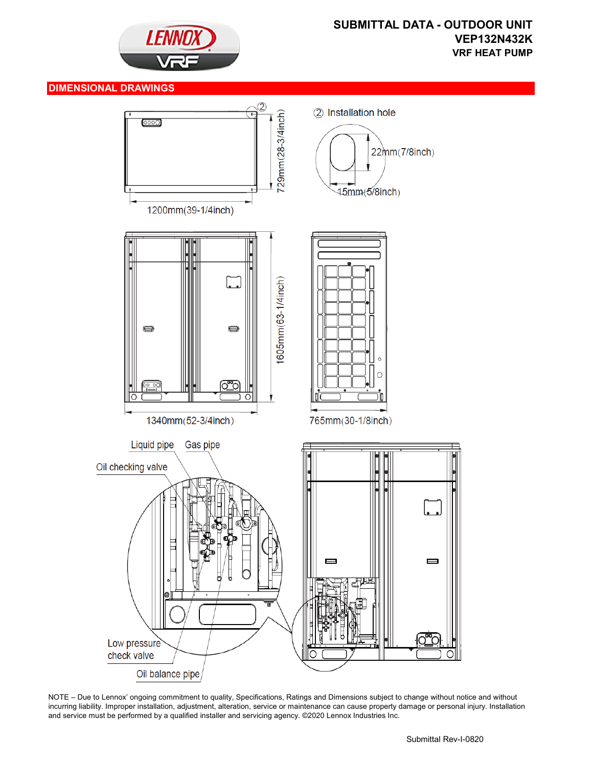# SUBMITTAL DATA - OUTDOOR UNIT
## VEP132N432K
### VRF HEAT PUMP

## DIMENSIONAL DRAWINGS

1200mm(39-1/4inch)

729mm(28-3/4inch)

② Installation hole

22mm(7/8inch)

15mm(5/8inch)

1605mm(63-1/4inch)

1340mm(52-3/4inch)

765mm(30-1/8inch)

Liquid pipe

Gas pipe

Oil checking valve

Low pressure check valve

Oil balance pipe

NOTE – Due to Lennox' ongoing commitment to quality, Specifications, Ratings and Dimensions subject to change without notice and without incurring liability. Improper installation, adjustment, alteration, service or maintenance can cause property damage or personal injury. Installation and service must be performed by a qualified installer and servicing agency. ©2020 Lennox Industries Inc.

Submittal Rev-I-0820